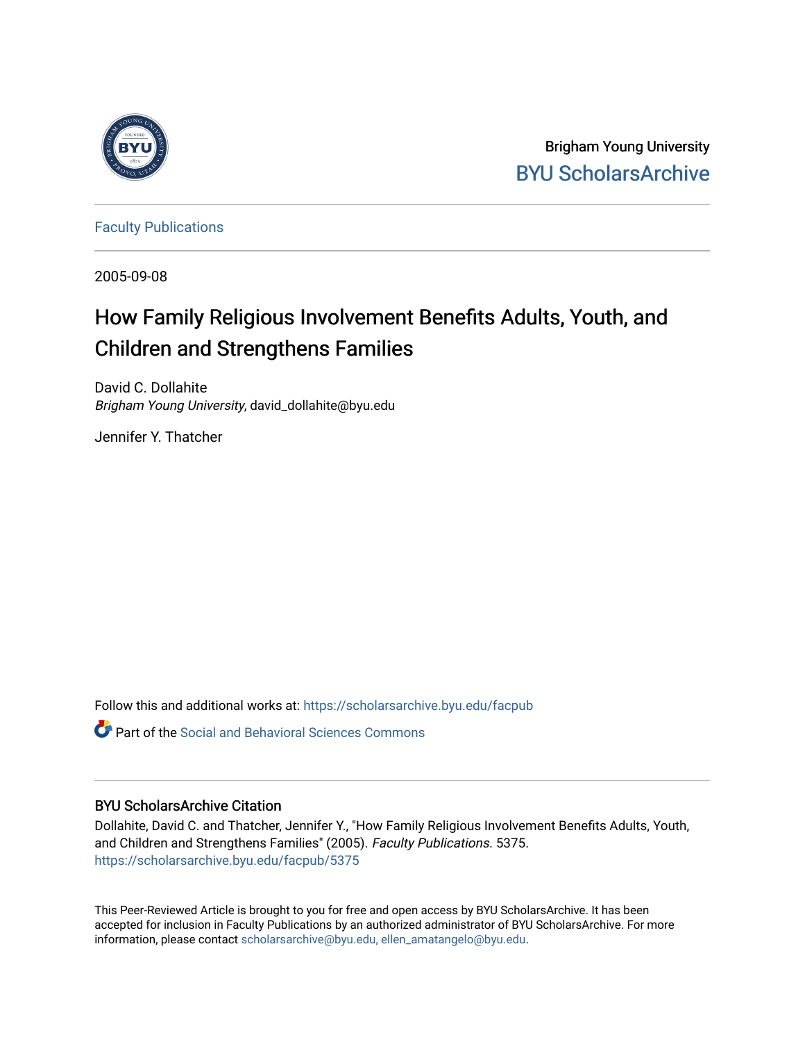Brigham Young University
BYU ScholarsArchive

Faculty Publications

2005-09-08

# How Family Religious Involvement Benefits Adults, Youth, and Children and Strengthens Families

David C. Dollahite
*Brigham Young University*, david_dollahite@byu.edu

Jennifer Y. Thatcher

Follow this and additional works at: https://scholarsarchive.byu.edu/facpub

Part of the Social and Behavioral Sciences Commons

## BYU ScholarsArchive Citation

Dollahite, David C. and Thatcher, Jennifer Y., "How Family Religious Involvement Benefits Adults, Youth, and Children and Strengthens Families" (2005). *Faculty Publications*. 5375.
https://scholarsarchive.byu.edu/facpub/5375

This Peer-Reviewed Article is brought to you for free and open access by BYU ScholarsArchive. It has been accepted for inclusion in Faculty Publications by an authorized administrator of BYU ScholarsArchive. For more information, please contact scholarsarchive@byu.edu, ellen_amatangelo@byu.edu.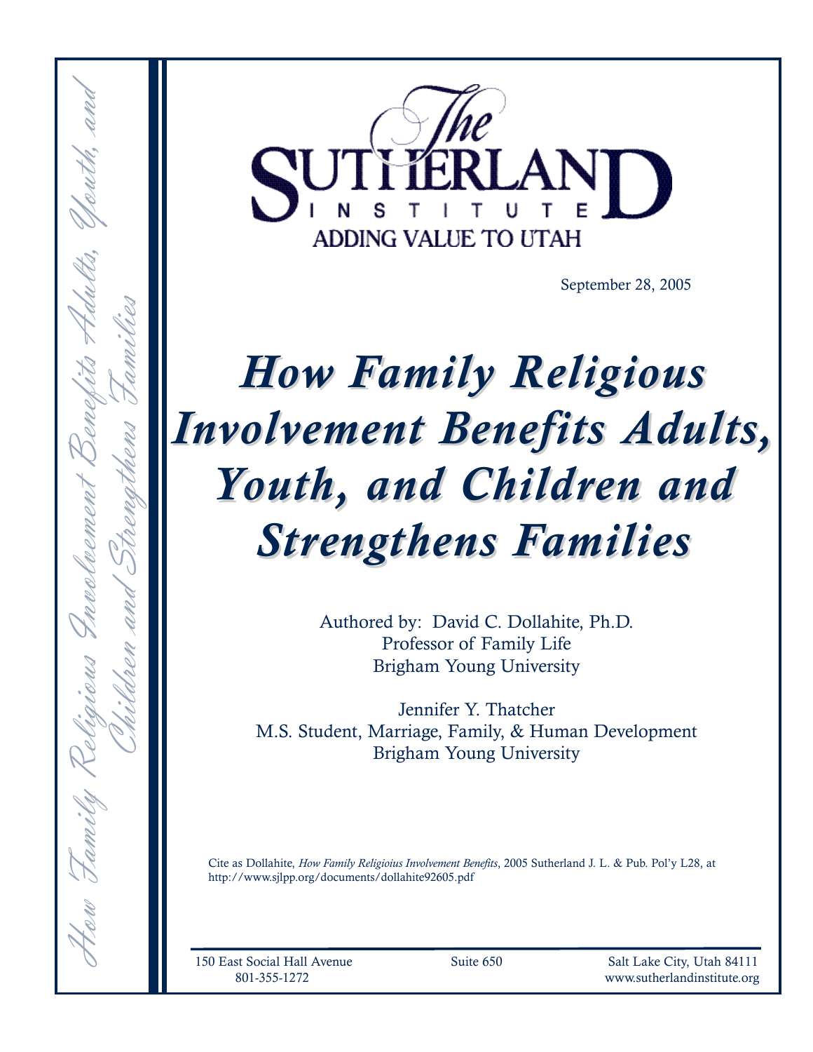The Sutherland Institute

ADDING VALUE TO UTAH

September 28, 2005

# *How Family Religious Involvement Benefits Adults, Youth, and Children and Strengthens Families*

Authored by: David C. Dollahite, Ph.D.
Professor of Family Life
Brigham Young University

Jennifer Y. Thatcher
M.S. Student, Marriage, Family, & Human Development
Brigham Young University

Cite as Dollahite, *How Family Religioius Involvement Benefits*, 2005 Sutherland J. L. & Pub. Pol'y L28, at http://www.sjlpp.org/documents/dollahite92605.pdf

150 East Social Hall Avenue 801-355-1272 | Suite 650 | Salt Lake City, Utah 84111 www.sutherlandinstitute.org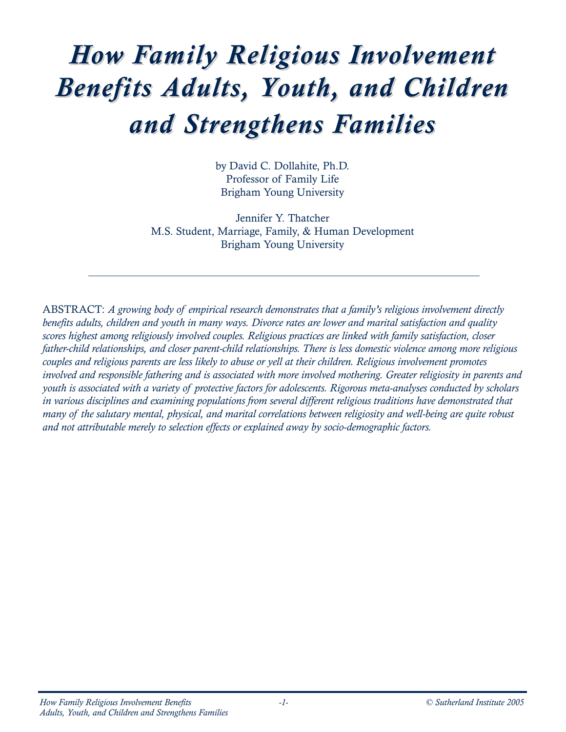# *How Family Religious Involvement Benefits Adults, Youth, and Children and Strengthens Families*

by David C. Dollahite, Ph.D.
Professor of Family Life
Brigham Young University

Jennifer Y. Thatcher
M.S. Student, Marriage, Family, & Human Development
Brigham Young University

---

ABSTRACT: *A growing body of empirical research demonstrates that a family's religious involvement directly benefits adults, children and youth in many ways. Divorce rates are lower and marital satisfaction and quality scores highest among religiously involved couples. Religious practices are linked with family satisfaction, closer father-child relationships, and closer parent-child relationships. There is less domestic violence among more religious couples and religious parents are less likely to abuse or yell at their children. Religious involvement promotes involved and responsible fathering and is associated with more involved mothering. Greater religiosity in parents and youth is associated with a variety of protective factors for adolescents. Rigorous meta-analyses conducted by scholars in various disciplines and examining populations from several different religious traditions have demonstrated that many of the salutary mental, physical, and marital correlations between religiosity and well-being are quite robust and not attributable merely to selection effects or explained away by socio-demographic factors.*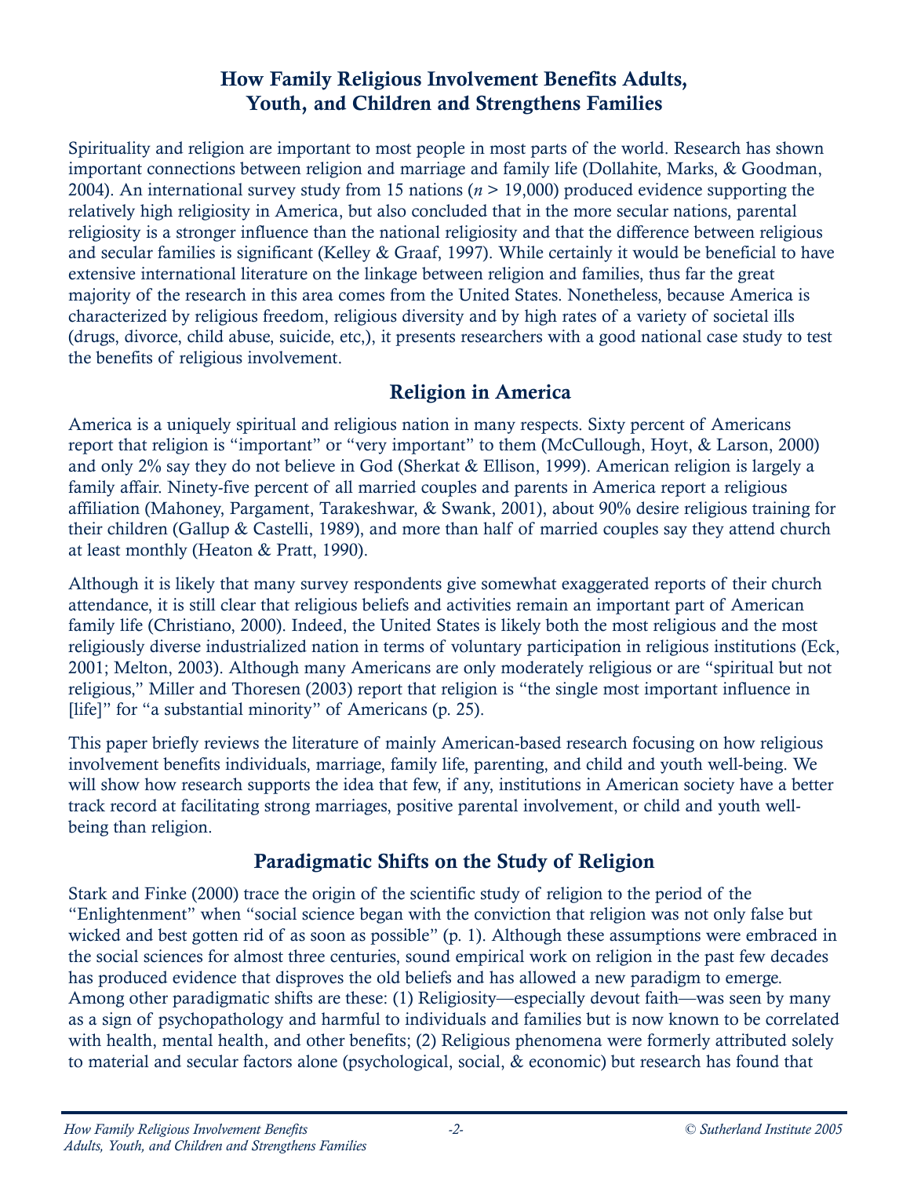## How Family Religious Involvement Benefits Adults, Youth, and Children and Strengthens Families

Spirituality and religion are important to most people in most parts of the world. Research has shown important connections between religion and marriage and family life (Dollahite, Marks, & Goodman, 2004). An international survey study from 15 nations (*n* > 19,000) produced evidence supporting the relatively high religiosity in America, but also concluded that in the more secular nations, parental religiosity is a stronger influence than the national religiosity and that the difference between religious and secular families is significant (Kelley & Graaf, 1997). While certainly it would be beneficial to have extensive international literature on the linkage between religion and families, thus far the great majority of the research in this area comes from the United States. Nonetheless, because America is characterized by religious freedom, religious diversity and by high rates of a variety of societal ills (drugs, divorce, child abuse, suicide, etc,), it presents researchers with a good national case study to test the benefits of religious involvement.

### Religion in America

America is a uniquely spiritual and religious nation in many respects. Sixty percent of Americans report that religion is "important" or "very important" to them (McCullough, Hoyt, & Larson, 2000) and only 2% say they do not believe in God (Sherkat & Ellison, 1999). American religion is largely a family affair. Ninety-five percent of all married couples and parents in America report a religious affiliation (Mahoney, Pargament, Tarakeshwar, & Swank, 2001), about 90% desire religious training for their children (Gallup & Castelli, 1989), and more than half of married couples say they attend church at least monthly (Heaton & Pratt, 1990).

Although it is likely that many survey respondents give somewhat exaggerated reports of their church attendance, it is still clear that religious beliefs and activities remain an important part of American family life (Christiano, 2000). Indeed, the United States is likely both the most religious and the most religiously diverse industrialized nation in terms of voluntary participation in religious institutions (Eck, 2001; Melton, 2003). Although many Americans are only moderately religious or are "spiritual but not religious," Miller and Thoresen (2003) report that religion is "the single most important influence in [life]" for "a substantial minority" of Americans (p. 25).

This paper briefly reviews the literature of mainly American-based research focusing on how religious involvement benefits individuals, marriage, family life, parenting, and child and youth well-being. We will show how research supports the idea that few, if any, institutions in American society have a better track record at facilitating strong marriages, positive parental involvement, or child and youth well-being than religion.

### Paradigmatic Shifts on the Study of Religion

Stark and Finke (2000) trace the origin of the scientific study of religion to the period of the "Enlightenment" when "social science began with the conviction that religion was not only false but wicked and best gotten rid of as soon as possible" (p. 1). Although these assumptions were embraced in the social sciences for almost three centuries, sound empirical work on religion in the past few decades has produced evidence that disproves the old beliefs and has allowed a new paradigm to emerge. Among other paradigmatic shifts are these: (1) Religiosity—especially devout faith—was seen by many as a sign of psychopathology and harmful to individuals and families but is now known to be correlated with health, mental health, and other benefits; (2) Religious phenomena were formerly attributed solely to material and secular factors alone (psychological, social, & economic) but research has found that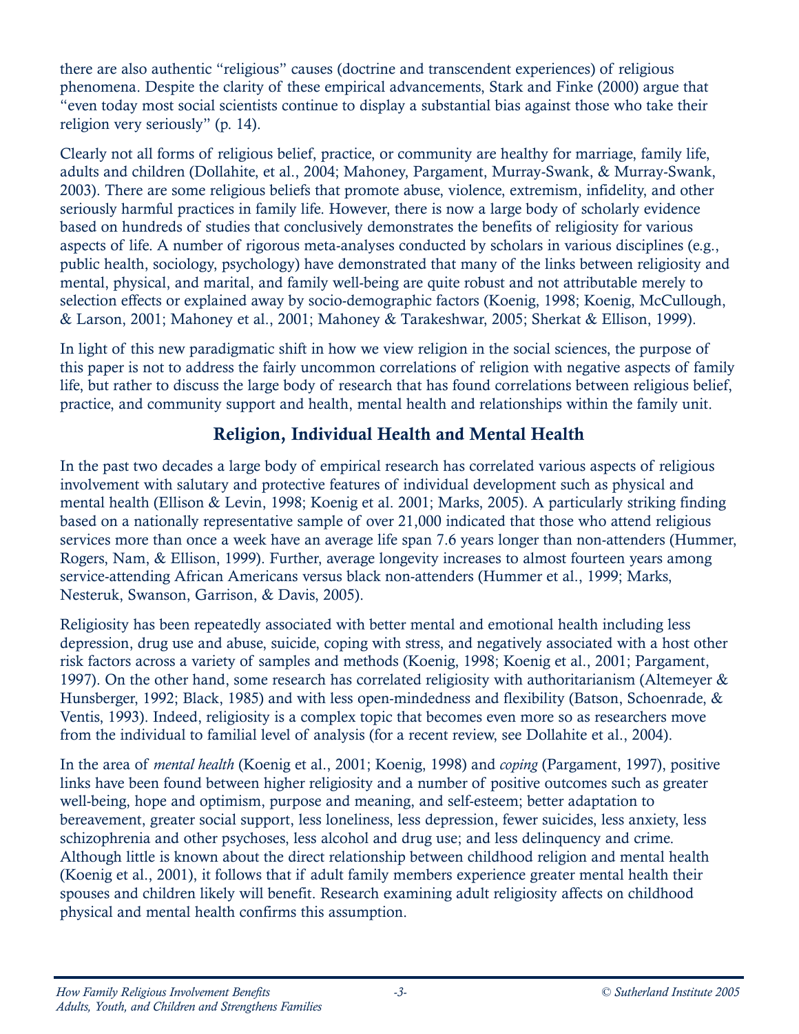there are also authentic "religious" causes (doctrine and transcendent experiences) of religious phenomena. Despite the clarity of these empirical advancements, Stark and Finke (2000) argue that "even today most social scientists continue to display a substantial bias against those who take their religion very seriously" (p. 14).

Clearly not all forms of religious belief, practice, or community are healthy for marriage, family life, adults and children (Dollahite, et al., 2004; Mahoney, Pargament, Murray-Swank, & Murray-Swank, 2003). There are some religious beliefs that promote abuse, violence, extremism, infidelity, and other seriously harmful practices in family life. However, there is now a large body of scholarly evidence based on hundreds of studies that conclusively demonstrates the benefits of religiosity for various aspects of life. A number of rigorous meta-analyses conducted by scholars in various disciplines (e.g., public health, sociology, psychology) have demonstrated that many of the links between religiosity and mental, physical, and marital, and family well-being are quite robust and not attributable merely to selection effects or explained away by socio-demographic factors (Koenig, 1998; Koenig, McCullough, & Larson, 2001; Mahoney et al., 2001; Mahoney & Tarakeshwar, 2005; Sherkat & Ellison, 1999).

In light of this new paradigmatic shift in how we view religion in the social sciences, the purpose of this paper is not to address the fairly uncommon correlations of religion with negative aspects of family life, but rather to discuss the large body of research that has found correlations between religious belief, practice, and community support and health, mental health and relationships within the family unit.

## Religion, Individual Health and Mental Health

In the past two decades a large body of empirical research has correlated various aspects of religious involvement with salutary and protective features of individual development such as physical and mental health (Ellison & Levin, 1998; Koenig et al. 2001; Marks, 2005). A particularly striking finding based on a nationally representative sample of over 21,000 indicated that those who attend religious services more than once a week have an average life span 7.6 years longer than non-attenders (Hummer, Rogers, Nam, & Ellison, 1999). Further, average longevity increases to almost fourteen years among service-attending African Americans versus black non-attenders (Hummer et al., 1999; Marks, Nesteruk, Swanson, Garrison, & Davis, 2005).

Religiosity has been repeatedly associated with better mental and emotional health including less depression, drug use and abuse, suicide, coping with stress, and negatively associated with a host other risk factors across a variety of samples and methods (Koenig, 1998; Koenig et al., 2001; Pargament, 1997). On the other hand, some research has correlated religiosity with authoritarianism (Altemeyer & Hunsberger, 1992; Black, 1985) and with less open-mindedness and flexibility (Batson, Schoenrade, & Ventis, 1993). Indeed, religiosity is a complex topic that becomes even more so as researchers move from the individual to familial level of analysis (for a recent review, see Dollahite et al., 2004).

In the area of *mental health* (Koenig et al., 2001; Koenig, 1998) and *coping* (Pargament, 1997), positive links have been found between higher religiosity and a number of positive outcomes such as greater well-being, hope and optimism, purpose and meaning, and self-esteem; better adaptation to bereavement, greater social support, less loneliness, less depression, fewer suicides, less anxiety, less schizophrenia and other psychoses, less alcohol and drug use; and less delinquency and crime. Although little is known about the direct relationship between childhood religion and mental health (Koenig et al., 2001), it follows that if adult family members experience greater mental health their spouses and children likely will benefit. Research examining adult religiosity affects on childhood physical and mental health confirms this assumption.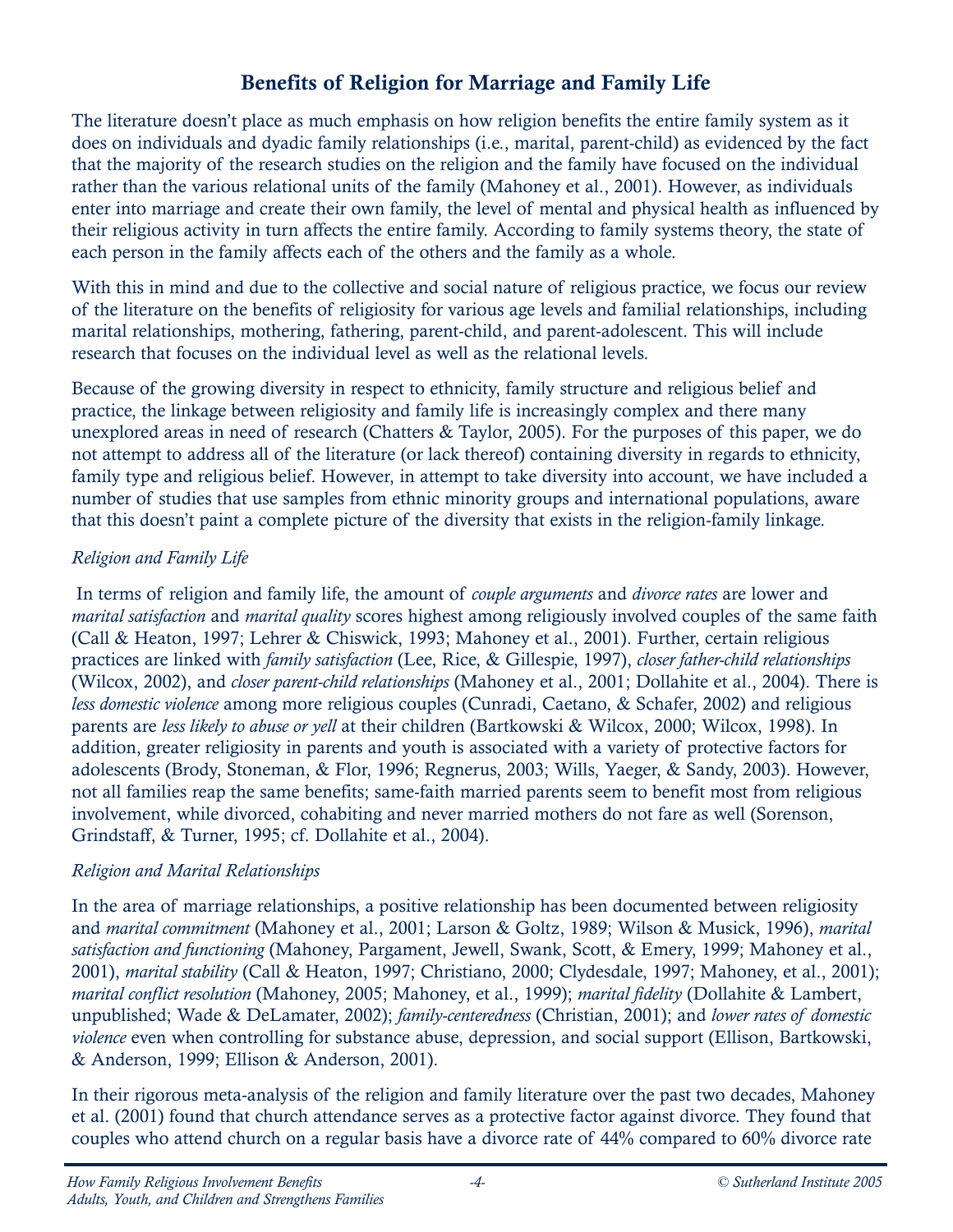## Benefits of Religion for Marriage and Family Life

The literature doesn't place as much emphasis on how religion benefits the entire family system as it does on individuals and dyadic family relationships (i.e., marital, parent-child) as evidenced by the fact that the majority of the research studies on the religion and the family have focused on the individual rather than the various relational units of the family (Mahoney et al., 2001). However, as individuals enter into marriage and create their own family, the level of mental and physical health as influenced by their religious activity in turn affects the entire family. According to family systems theory, the state of each person in the family affects each of the others and the family as a whole.

With this in mind and due to the collective and social nature of religious practice, we focus our review of the literature on the benefits of religiosity for various age levels and familial relationships, including marital relationships, mothering, fathering, parent-child, and parent-adolescent. This will include research that focuses on the individual level as well as the relational levels.

Because of the growing diversity in respect to ethnicity, family structure and religious belief and practice, the linkage between religiosity and family life is increasingly complex and there many unexplored areas in need of research (Chatters & Taylor, 2005). For the purposes of this paper, we do not attempt to address all of the literature (or lack thereof) containing diversity in regards to ethnicity, family type and religious belief. However, in attempt to take diversity into account, we have included a number of studies that use samples from ethnic minority groups and international populations, aware that this doesn't paint a complete picture of the diversity that exists in the religion-family linkage.

*Religion and Family Life*

In terms of religion and family life, the amount of *couple arguments* and *divorce rates* are lower and *marital satisfaction* and *marital quality* scores highest among religiously involved couples of the same faith (Call & Heaton, 1997; Lehrer & Chiswick, 1993; Mahoney et al., 2001). Further, certain religious practices are linked with *family satisfaction* (Lee, Rice, & Gillespie, 1997), *closer father-child relationships* (Wilcox, 2002), and *closer parent-child relationships* (Mahoney et al., 2001; Dollahite et al., 2004). There is *less domestic violence* among more religious couples (Cunradi, Caetano, & Schafer, 2002) and religious parents are *less likely to abuse or yell* at their children (Bartkowski & Wilcox, 2000; Wilcox, 1998). In addition, greater religiosity in parents and youth is associated with a variety of protective factors for adolescents (Brody, Stoneman, & Flor, 1996; Regnerus, 2003; Wills, Yaeger, & Sandy, 2003). However, not all families reap the same benefits; same-faith married parents seem to benefit most from religious involvement, while divorced, cohabiting and never married mothers do not fare as well (Sorenson, Grindstaff, & Turner, 1995; cf. Dollahite et al., 2004).

*Religion and Marital Relationships*

In the area of marriage relationships, a positive relationship has been documented between religiosity and *marital commitment* (Mahoney et al., 2001; Larson & Goltz, 1989; Wilson & Musick, 1996), *marital satisfaction and functioning* (Mahoney, Pargament, Jewell, Swank, Scott, & Emery, 1999; Mahoney et al., 2001), *marital stability* (Call & Heaton, 1997; Christiano, 2000; Clydesdale, 1997; Mahoney, et al., 2001); *marital conflict resolution* (Mahoney, 2005; Mahoney, et al., 1999); *marital fidelity* (Dollahite & Lambert, unpublished; Wade & DeLamater, 2002); *family-centeredness* (Christian, 2001); and *lower rates of domestic violence* even when controlling for substance abuse, depression, and social support (Ellison, Bartkowski, & Anderson, 1999; Ellison & Anderson, 2001).

In their rigorous meta-analysis of the religion and family literature over the past two decades, Mahoney et al. (2001) found that church attendance serves as a protective factor against divorce. They found that couples who attend church on a regular basis have a divorce rate of 44% compared to 60% divorce rate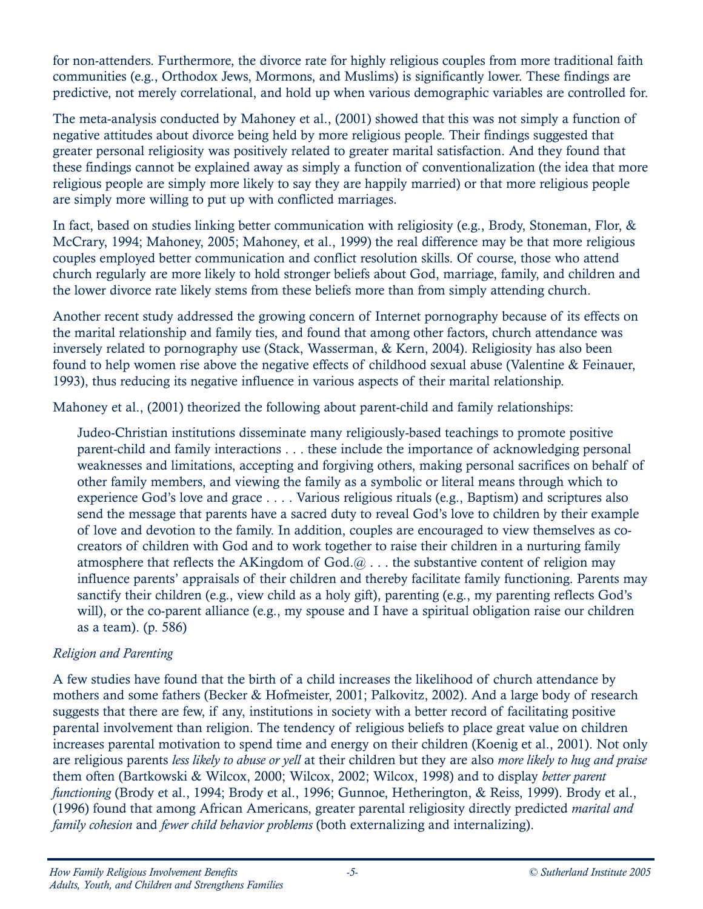for non-attenders. Furthermore, the divorce rate for highly religious couples from more traditional faith communities (e.g., Orthodox Jews, Mormons, and Muslims) is significantly lower. These findings are predictive, not merely correlational, and hold up when various demographic variables are controlled for.

The meta-analysis conducted by Mahoney et al., (2001) showed that this was not simply a function of negative attitudes about divorce being held by more religious people. Their findings suggested that greater personal religiosity was positively related to greater marital satisfaction. And they found that these findings cannot be explained away as simply a function of conventionalization (the idea that more religious people are simply more likely to say they are happily married) or that more religious people are simply more willing to put up with conflicted marriages.

In fact, based on studies linking better communication with religiosity (e.g., Brody, Stoneman, Flor, & McCrary, 1994; Mahoney, 2005; Mahoney, et al., 1999) the real difference may be that more religious couples employed better communication and conflict resolution skills. Of course, those who attend church regularly are more likely to hold stronger beliefs about God, marriage, family, and children and the lower divorce rate likely stems from these beliefs more than from simply attending church.

Another recent study addressed the growing concern of Internet pornography because of its effects on the marital relationship and family ties, and found that among other factors, church attendance was inversely related to pornography use (Stack, Wasserman, & Kern, 2004). Religiosity has also been found to help women rise above the negative effects of childhood sexual abuse (Valentine & Feinauer, 1993), thus reducing its negative influence in various aspects of their marital relationship.

Mahoney et al., (2001) theorized the following about parent-child and family relationships:

> Judeo-Christian institutions disseminate many religiously-based teachings to promote positive parent-child and family interactions . . . these include the importance of acknowledging personal weaknesses and limitations, accepting and forgiving others, making personal sacrifices on behalf of other family members, and viewing the family as a symbolic or literal means through which to experience God's love and grace . . . . Various religious rituals (e.g., Baptism) and scriptures also send the message that parents have a sacred duty to reveal God's love to children by their example of love and devotion to the family. In addition, couples are encouraged to view themselves as co-creators of children with God and to work together to raise their children in a nurturing family atmosphere that reflects the AKingdom of God.@ . . . the substantive content of religion may influence parents' appraisals of their children and thereby facilitate family functioning. Parents may sanctify their children (e.g., view child as a holy gift), parenting (e.g., my parenting reflects God's will), or the co-parent alliance (e.g., my spouse and I have a spiritual obligation raise our children as a team). (p. 586)

*Religion and Parenting*

A few studies have found that the birth of a child increases the likelihood of church attendance by mothers and some fathers (Becker & Hofmeister, 2001; Palkovitz, 2002). And a large body of research suggests that there are few, if any, institutions in society with a better record of facilitating positive parental involvement than religion. The tendency of religious beliefs to place great value on children increases parental motivation to spend time and energy on their children (Koenig et al., 2001). Not only are religious parents *less likely to abuse or yell* at their children but they are also *more likely to hug and praise* them often (Bartkowski & Wilcox, 2000; Wilcox, 2002; Wilcox, 1998) and to display *better parent functioning* (Brody et al., 1994; Brody et al., 1996; Gunnoe, Hetherington, & Reiss, 1999). Brody et al., (1996) found that among African Americans, greater parental religiosity directly predicted *marital and family cohesion* and *fewer child behavior problems* (both externalizing and internalizing).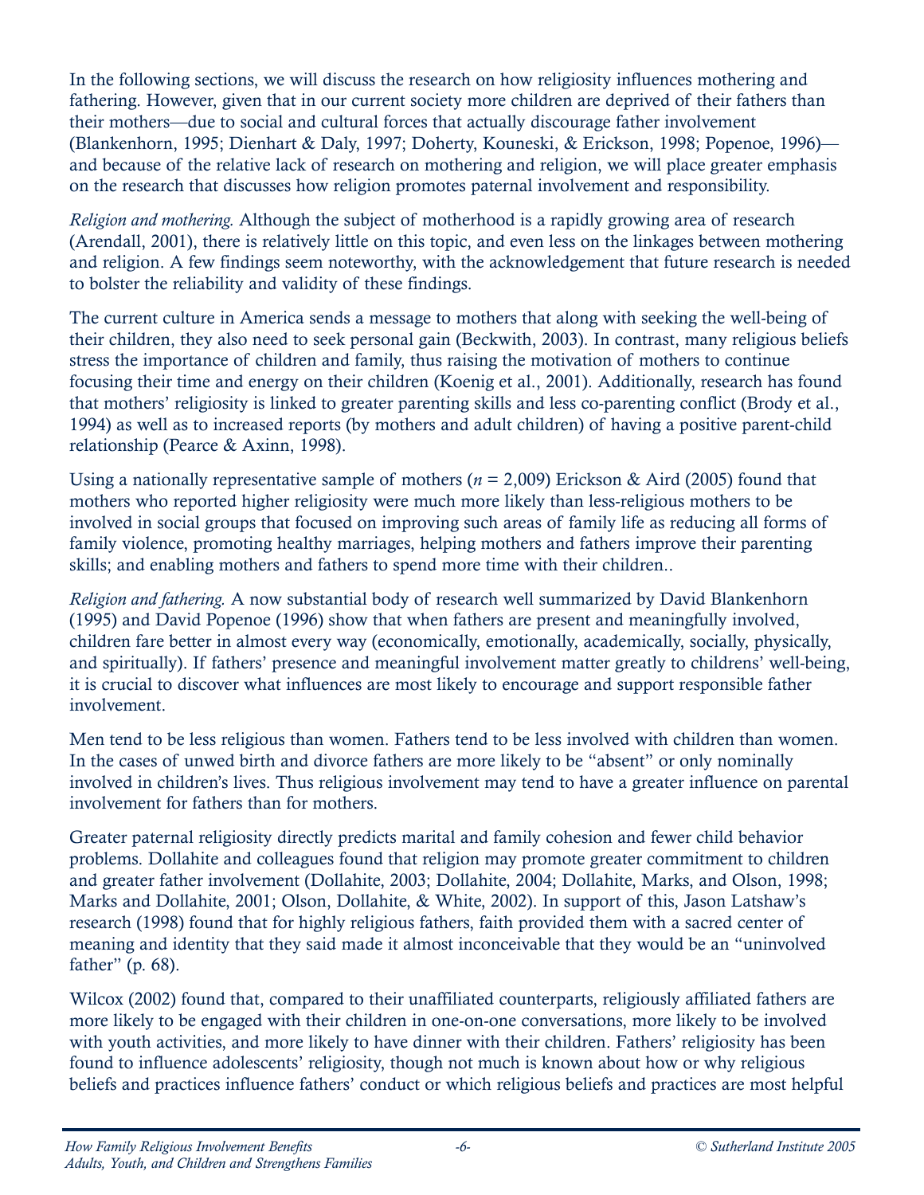In the following sections, we will discuss the research on how religiosity influences mothering and fathering. However, given that in our current society more children are deprived of their fathers than their mothers—due to social and cultural forces that actually discourage father involvement (Blankenhorn, 1995; Dienhart & Daly, 1997; Doherty, Kouneski, & Erickson, 1998; Popenoe, 1996)—and because of the relative lack of research on mothering and religion, we will place greater emphasis on the research that discusses how religion promotes paternal involvement and responsibility.

*Religion and mothering.* Although the subject of motherhood is a rapidly growing area of research (Arendall, 2001), there is relatively little on this topic, and even less on the linkages between mothering and religion. A few findings seem noteworthy, with the acknowledgement that future research is needed to bolster the reliability and validity of these findings.

The current culture in America sends a message to mothers that along with seeking the well-being of their children, they also need to seek personal gain (Beckwith, 2003). In contrast, many religious beliefs stress the importance of children and family, thus raising the motivation of mothers to continue focusing their time and energy on their children (Koenig et al., 2001). Additionally, research has found that mothers' religiosity is linked to greater parenting skills and less co-parenting conflict (Brody et al., 1994) as well as to increased reports (by mothers and adult children) of having a positive parent-child relationship (Pearce & Axinn, 1998).

Using a nationally representative sample of mothers ($n$ = 2,009) Erickson & Aird (2005) found that mothers who reported higher religiosity were much more likely than less-religious mothers to be involved in social groups that focused on improving such areas of family life as reducing all forms of family violence, promoting healthy marriages, helping mothers and fathers improve their parenting skills; and enabling mothers and fathers to spend more time with their children..

*Religion and fathering.* A now substantial body of research well summarized by David Blankenhorn (1995) and David Popenoe (1996) show that when fathers are present and meaningfully involved, children fare better in almost every way (economically, emotionally, academically, socially, physically, and spiritually). If fathers' presence and meaningful involvement matter greatly to childrens' well-being, it is crucial to discover what influences are most likely to encourage and support responsible father involvement.

Men tend to be less religious than women. Fathers tend to be less involved with children than women. In the cases of unwed birth and divorce fathers are more likely to be "absent" or only nominally involved in children's lives. Thus religious involvement may tend to have a greater influence on parental involvement for fathers than for mothers.

Greater paternal religiosity directly predicts marital and family cohesion and fewer child behavior problems. Dollahite and colleagues found that religion may promote greater commitment to children and greater father involvement (Dollahite, 2003; Dollahite, 2004; Dollahite, Marks, and Olson, 1998; Marks and Dollahite, 2001; Olson, Dollahite, & White, 2002). In support of this, Jason Latshaw's research (1998) found that for highly religious fathers, faith provided them with a sacred center of meaning and identity that they said made it almost inconceivable that they would be an "uninvolved father" (p. 68).

Wilcox (2002) found that, compared to their unaffiliated counterparts, religiously affiliated fathers are more likely to be engaged with their children in one-on-one conversations, more likely to be involved with youth activities, and more likely to have dinner with their children. Fathers' religiosity has been found to influence adolescents' religiosity, though not much is known about how or why religious beliefs and practices influence fathers' conduct or which religious beliefs and practices are most helpful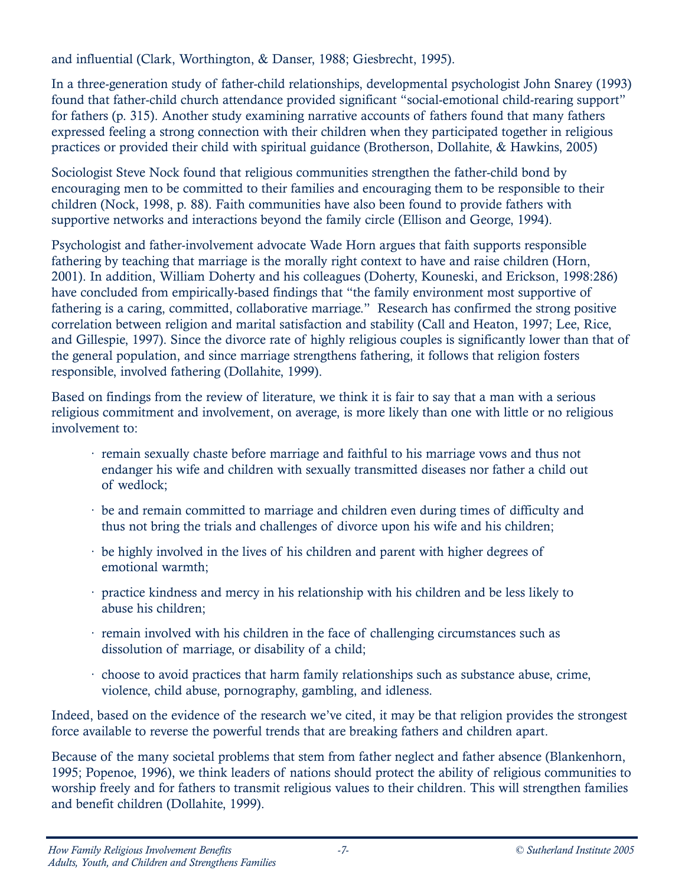and influential (Clark, Worthington, & Danser, 1988; Giesbrecht, 1995).

In a three-generation study of father-child relationships, developmental psychologist John Snarey (1993) found that father-child church attendance provided significant "social-emotional child-rearing support" for fathers (p. 315). Another study examining narrative accounts of fathers found that many fathers expressed feeling a strong connection with their children when they participated together in religious practices or provided their child with spiritual guidance (Brotherson, Dollahite, & Hawkins, 2005)

Sociologist Steve Nock found that religious communities strengthen the father-child bond by encouraging men to be committed to their families and encouraging them to be responsible to their children (Nock, 1998, p. 88). Faith communities have also been found to provide fathers with supportive networks and interactions beyond the family circle (Ellison and George, 1994).

Psychologist and father-involvement advocate Wade Horn argues that faith supports responsible fathering by teaching that marriage is the morally right context to have and raise children (Horn, 2001). In addition, William Doherty and his colleagues (Doherty, Kouneski, and Erickson, 1998:286) have concluded from empirically-based findings that "the family environment most supportive of fathering is a caring, committed, collaborative marriage." Research has confirmed the strong positive correlation between religion and marital satisfaction and stability (Call and Heaton, 1997; Lee, Rice, and Gillespie, 1997). Since the divorce rate of highly religious couples is significantly lower than that of the general population, and since marriage strengthens fathering, it follows that religion fosters responsible, involved fathering (Dollahite, 1999).

Based on findings from the review of literature, we think it is fair to say that a man with a serious religious commitment and involvement, on average, is more likely than one with little or no religious involvement to:

- remain sexually chaste before marriage and faithful to his marriage vows and thus not endanger his wife and children with sexually transmitted diseases nor father a child out of wedlock;
- be and remain committed to marriage and children even during times of difficulty and thus not bring the trials and challenges of divorce upon his wife and his children;
- be highly involved in the lives of his children and parent with higher degrees of emotional warmth;
- practice kindness and mercy in his relationship with his children and be less likely to abuse his children;
- remain involved with his children in the face of challenging circumstances such as dissolution of marriage, or disability of a child;
- choose to avoid practices that harm family relationships such as substance abuse, crime, violence, child abuse, pornography, gambling, and idleness.

Indeed, based on the evidence of the research we've cited, it may be that religion provides the strongest force available to reverse the powerful trends that are breaking fathers and children apart.

Because of the many societal problems that stem from father neglect and father absence (Blankenhorn, 1995; Popenoe, 1996), we think leaders of nations should protect the ability of religious communities to worship freely and for fathers to transmit religious values to their children. This will strengthen families and benefit children (Dollahite, 1999).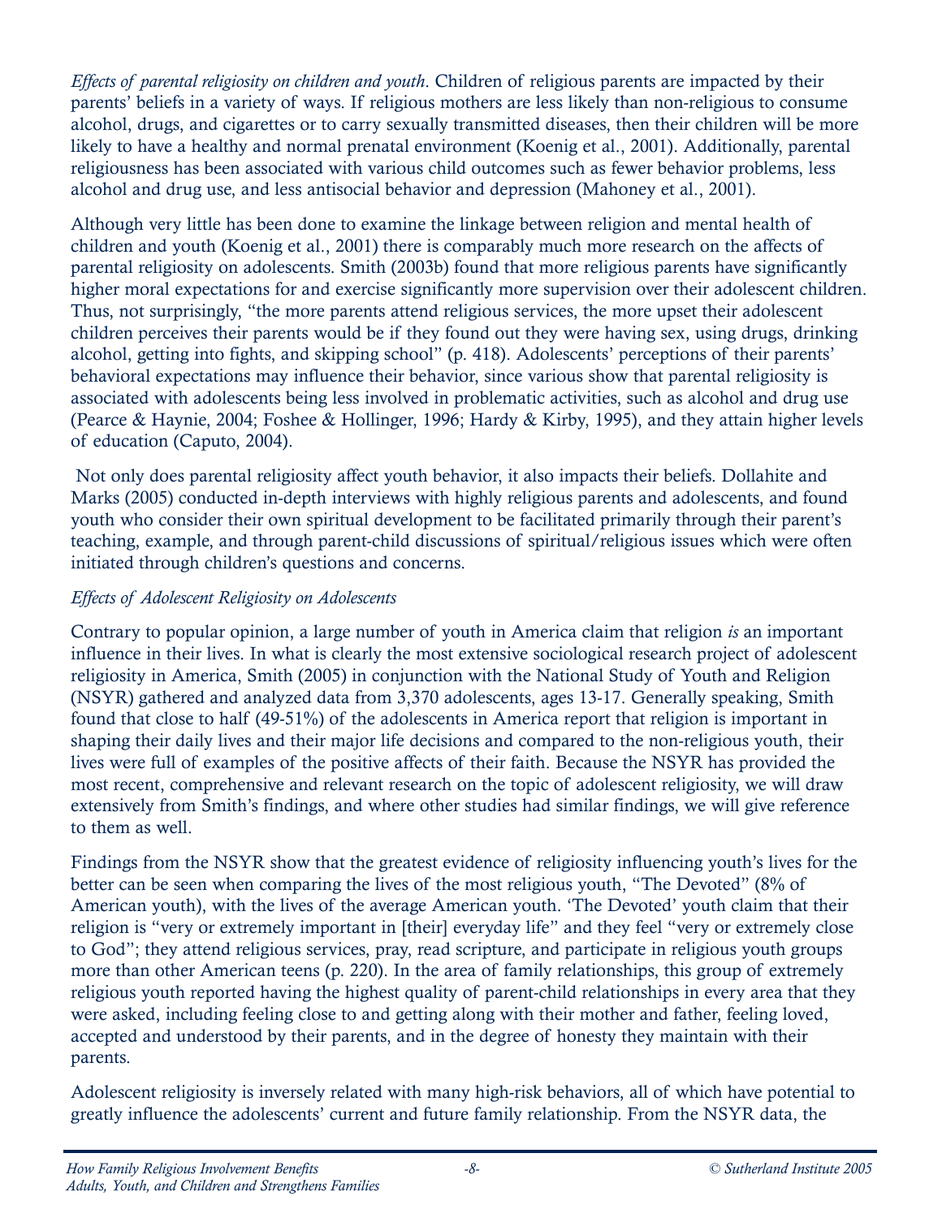*Effects of parental religiosity on children and youth*. Children of religious parents are impacted by their parents' beliefs in a variety of ways. If religious mothers are less likely than non-religious to consume alcohol, drugs, and cigarettes or to carry sexually transmitted diseases, then their children will be more likely to have a healthy and normal prenatal environment (Koenig et al., 2001). Additionally, parental religiousness has been associated with various child outcomes such as fewer behavior problems, less alcohol and drug use, and less antisocial behavior and depression (Mahoney et al., 2001).

Although very little has been done to examine the linkage between religion and mental health of children and youth (Koenig et al., 2001) there is comparably much more research on the affects of parental religiosity on adolescents. Smith (2003b) found that more religious parents have significantly higher moral expectations for and exercise significantly more supervision over their adolescent children. Thus, not surprisingly, "the more parents attend religious services, the more upset their adolescent children perceives their parents would be if they found out they were having sex, using drugs, drinking alcohol, getting into fights, and skipping school" (p. 418). Adolescents' perceptions of their parents' behavioral expectations may influence their behavior, since various show that parental religiosity is associated with adolescents being less involved in problematic activities, such as alcohol and drug use (Pearce & Haynie, 2004; Foshee & Hollinger, 1996; Hardy & Kirby, 1995), and they attain higher levels of education (Caputo, 2004).

Not only does parental religiosity affect youth behavior, it also impacts their beliefs. Dollahite and Marks (2005) conducted in-depth interviews with highly religious parents and adolescents, and found youth who consider their own spiritual development to be facilitated primarily through their parent's teaching, example, and through parent-child discussions of spiritual/religious issues which were often initiated through children's questions and concerns.

*Effects of Adolescent Religiosity on Adolescents*

Contrary to popular opinion, a large number of youth in America claim that religion *is* an important influence in their lives. In what is clearly the most extensive sociological research project of adolescent religiosity in America, Smith (2005) in conjunction with the National Study of Youth and Religion (NSYR) gathered and analyzed data from 3,370 adolescents, ages 13-17. Generally speaking, Smith found that close to half (49-51%) of the adolescents in America report that religion is important in shaping their daily lives and their major life decisions and compared to the non-religious youth, their lives were full of examples of the positive affects of their faith. Because the NSYR has provided the most recent, comprehensive and relevant research on the topic of adolescent religiosity, we will draw extensively from Smith's findings, and where other studies had similar findings, we will give reference to them as well.

Findings from the NSYR show that the greatest evidence of religiosity influencing youth's lives for the better can be seen when comparing the lives of the most religious youth, "The Devoted" (8% of American youth), with the lives of the average American youth. 'The Devoted' youth claim that their religion is "very or extremely important in [their] everyday life" and they feel "very or extremely close to God"; they attend religious services, pray, read scripture, and participate in religious youth groups more than other American teens (p. 220). In the area of family relationships, this group of extremely religious youth reported having the highest quality of parent-child relationships in every area that they were asked, including feeling close to and getting along with their mother and father, feeling loved, accepted and understood by their parents, and in the degree of honesty they maintain with their parents.

Adolescent religiosity is inversely related with many high-risk behaviors, all of which have potential to greatly influence the adolescents' current and future family relationship. From the NSYR data, the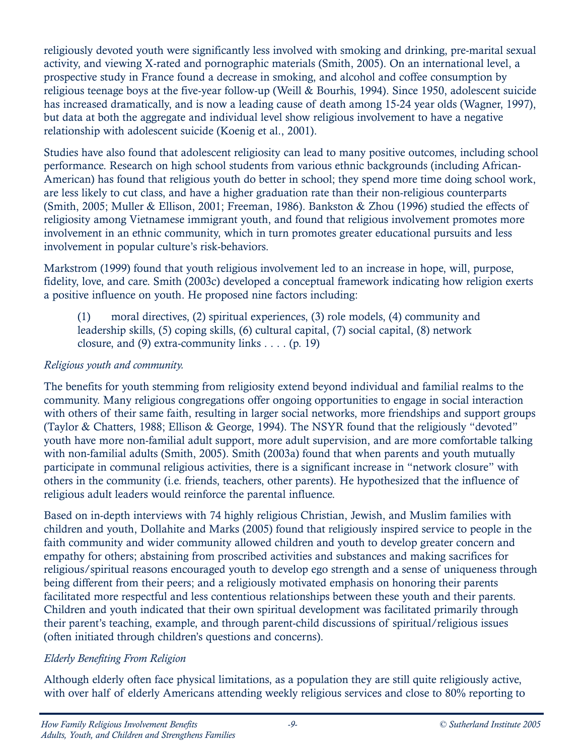religiously devoted youth were significantly less involved with smoking and drinking, pre-marital sexual activity, and viewing X-rated and pornographic materials (Smith, 2005). On an international level, a prospective study in France found a decrease in smoking, and alcohol and coffee consumption by religious teenage boys at the five-year follow-up (Weill & Bourhis, 1994). Since 1950, adolescent suicide has increased dramatically, and is now a leading cause of death among 15-24 year olds (Wagner, 1997), but data at both the aggregate and individual level show religious involvement to have a negative relationship with adolescent suicide (Koenig et al., 2001).

Studies have also found that adolescent religiosity can lead to many positive outcomes, including school performance. Research on high school students from various ethnic backgrounds (including African-American) has found that religious youth do better in school; they spend more time doing school work, are less likely to cut class, and have a higher graduation rate than their non-religious counterparts (Smith, 2005; Muller & Ellison, 2001; Freeman, 1986). Bankston & Zhou (1996) studied the effects of religiosity among Vietnamese immigrant youth, and found that religious involvement promotes more involvement in an ethnic community, which in turn promotes greater educational pursuits and less involvement in popular culture's risk-behaviors.

Markstrom (1999) found that youth religious involvement led to an increase in hope, will, purpose, fidelity, love, and care. Smith (2003c) developed a conceptual framework indicating how religion exerts a positive influence on youth. He proposed nine factors including:

> (1) moral directives, (2) spiritual experiences, (3) role models, (4) community and leadership skills, (5) coping skills, (6) cultural capital, (7) social capital, (8) network closure, and (9) extra-community links . . . . (p. 19)

*Religious youth and community.*

The benefits for youth stemming from religiosity extend beyond individual and familial realms to the community. Many religious congregations offer ongoing opportunities to engage in social interaction with others of their same faith, resulting in larger social networks, more friendships and support groups (Taylor & Chatters, 1988; Ellison & George, 1994). The NSYR found that the religiously "devoted" youth have more non-familial adult support, more adult supervision, and are more comfortable talking with non-familial adults (Smith, 2005). Smith (2003a) found that when parents and youth mutually participate in communal religious activities, there is a significant increase in "network closure" with others in the community (i.e. friends, teachers, other parents). He hypothesized that the influence of religious adult leaders would reinforce the parental influence.

Based on in-depth interviews with 74 highly religious Christian, Jewish, and Muslim families with children and youth, Dollahite and Marks (2005) found that religiously inspired service to people in the faith community and wider community allowed children and youth to develop greater concern and empathy for others; abstaining from proscribed activities and substances and making sacrifices for religious/spiritual reasons encouraged youth to develop ego strength and a sense of uniqueness through being different from their peers; and a religiously motivated emphasis on honoring their parents facilitated more respectful and less contentious relationships between these youth and their parents. Children and youth indicated that their own spiritual development was facilitated primarily through their parent's teaching, example, and through parent-child discussions of spiritual/religious issues (often initiated through children's questions and concerns).

*Elderly Benefiting From Religion*

Although elderly often face physical limitations, as a population they are still quite religiously active, with over half of elderly Americans attending weekly religious services and close to 80% reporting to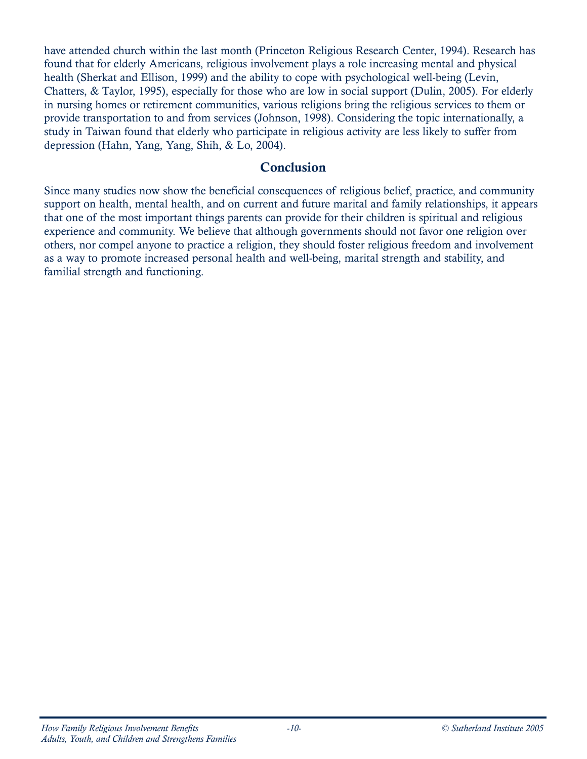have attended church within the last month (Princeton Religious Research Center, 1994). Research has found that for elderly Americans, religious involvement plays a role increasing mental and physical health (Sherkat and Ellison, 1999) and the ability to cope with psychological well-being (Levin, Chatters, & Taylor, 1995), especially for those who are low in social support (Dulin, 2005). For elderly in nursing homes or retirement communities, various religions bring the religious services to them or provide transportation to and from services (Johnson, 1998). Considering the topic internationally, a study in Taiwan found that elderly who participate in religious activity are less likely to suffer from depression (Hahn, Yang, Yang, Shih, & Lo, 2004).

## Conclusion

Since many studies now show the beneficial consequences of religious belief, practice, and community support on health, mental health, and on current and future marital and family relationships, it appears that one of the most important things parents can provide for their children is spiritual and religious experience and community. We believe that although governments should not favor one religion over others, nor compel anyone to practice a religion, they should foster religious freedom and involvement as a way to promote increased personal health and well-being, marital strength and stability, and familial strength and functioning.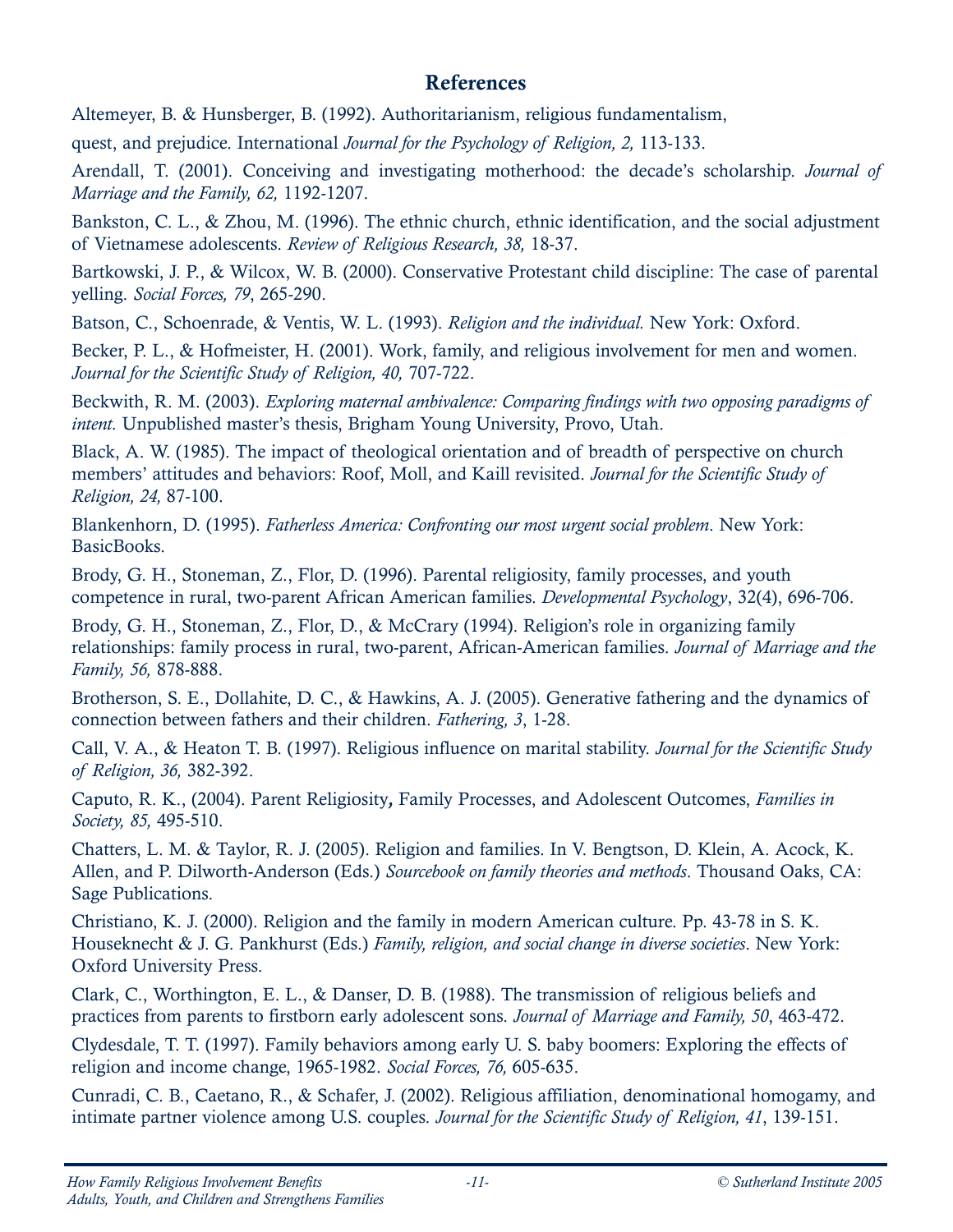## References

Altemeyer, B. & Hunsberger, B. (1992). Authoritarianism, religious fundamentalism,

quest, and prejudice. International *Journal for the Psychology of Religion, 2,* 113-133.

Arendall, T. (2001). Conceiving and investigating motherhood: the decade's scholarship. *Journal of Marriage and the Family, 62,* 1192-1207.

Bankston, C. L., & Zhou, M. (1996). The ethnic church, ethnic identification, and the social adjustment of Vietnamese adolescents. *Review of Religious Research, 38,* 18-37.

Bartkowski, J. P., & Wilcox, W. B. (2000). Conservative Protestant child discipline: The case of parental yelling. *Social Forces, 79*, 265-290.

Batson, C., Schoenrade, & Ventis, W. L. (1993). *Religion and the individual.* New York: Oxford.

Becker, P. L., & Hofmeister, H. (2001). Work, family, and religious involvement for men and women. *Journal for the Scientific Study of Religion, 40,* 707-722.

Beckwith, R. M. (2003). *Exploring maternal ambivalence: Comparing findings with two opposing paradigms of intent.* Unpublished master's thesis, Brigham Young University, Provo, Utah.

Black, A. W. (1985). The impact of theological orientation and of breadth of perspective on church members' attitudes and behaviors: Roof, Moll, and Kaill revisited. *Journal for the Scientific Study of Religion, 24,* 87-100.

Blankenhorn, D. (1995). *Fatherless America: Confronting our most urgent social problem*. New York: BasicBooks.

Brody, G. H., Stoneman, Z., Flor, D. (1996). Parental religiosity, family processes, and youth competence in rural, two-parent African American families. *Developmental Psychology*, 32(4), 696-706.

Brody, G. H., Stoneman, Z., Flor, D., & McCrary (1994). Religion's role in organizing family relationships: family process in rural, two-parent, African-American families. *Journal of Marriage and the Family, 56,* 878-888.

Brotherson, S. E., Dollahite, D. C., & Hawkins, A. J. (2005). Generative fathering and the dynamics of connection between fathers and their children. *Fathering, 3*, 1-28.

Call, V. A., & Heaton T. B. (1997). Religious influence on marital stability. *Journal for the Scientific Study of Religion, 36,* 382-392.

Caputo, R. K., (2004). Parent Religiosity**,** Family Processes, and Adolescent Outcomes, *Families in Society, 85,* 495-510.

Chatters, L. M. & Taylor, R. J. (2005). Religion and families. In V. Bengtson, D. Klein, A. Acock, K. Allen, and P. Dilworth-Anderson (Eds.) *Sourcebook on family theories and methods*. Thousand Oaks, CA: Sage Publications.

Christiano, K. J. (2000). Religion and the family in modern American culture. Pp. 43-78 in S. K. Houseknecht & J. G. Pankhurst (Eds.) *Family, religion, and social change in diverse societies*. New York: Oxford University Press.

Clark, C., Worthington, E. L., & Danser, D. B. (1988). The transmission of religious beliefs and practices from parents to firstborn early adolescent sons. *Journal of Marriage and Family, 50*, 463-472.

Clydesdale, T. T. (1997). Family behaviors among early U. S. baby boomers: Exploring the effects of religion and income change, 1965-1982. *Social Forces, 76,* 605-635.

Cunradi, C. B., Caetano, R., & Schafer, J. (2002). Religious affiliation, denominational homogamy, and intimate partner violence among U.S. couples. *Journal for the Scientific Study of Religion, 41*, 139-151.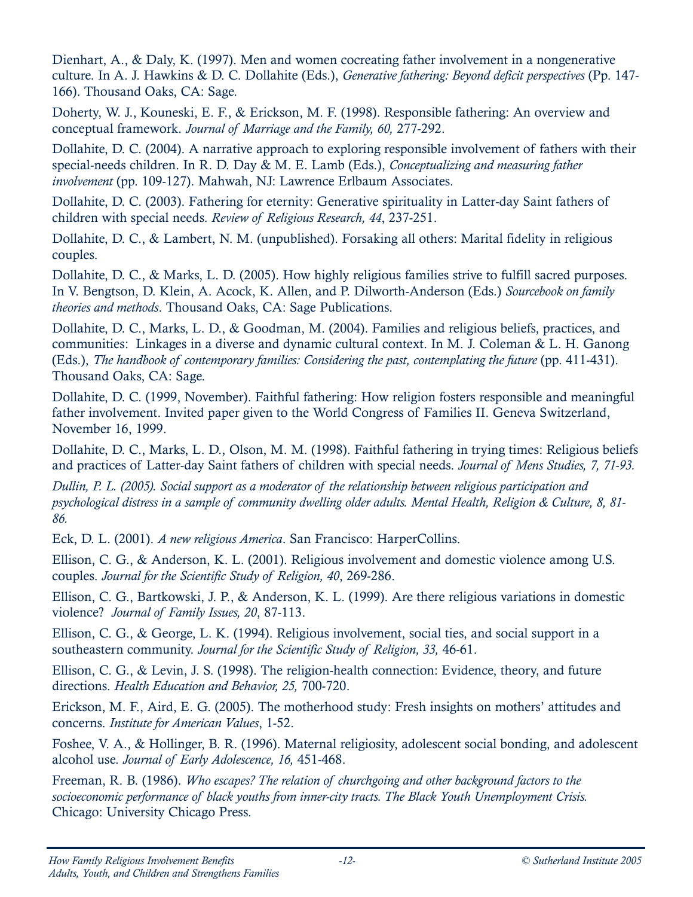Dienhart, A., & Daly, K. (1997). Men and women cocreating father involvement in a nongenerative culture. In A. J. Hawkins & D. C. Dollahite (Eds.), *Generative fathering: Beyond deficit perspectives* (Pp. 147-166). Thousand Oaks, CA: Sage.

Doherty, W. J., Kouneski, E. F., & Erickson, M. F. (1998). Responsible fathering: An overview and conceptual framework. *Journal of Marriage and the Family, 60,* 277-292.

Dollahite, D. C. (2004). A narrative approach to exploring responsible involvement of fathers with their special-needs children. In R. D. Day & M. E. Lamb (Eds.), *Conceptualizing and measuring father involvement* (pp. 109-127). Mahwah, NJ: Lawrence Erlbaum Associates.

Dollahite, D. C. (2003). Fathering for eternity: Generative spirituality in Latter-day Saint fathers of children with special needs. *Review of Religious Research, 44*, 237-251.

Dollahite, D. C., & Lambert, N. M. (unpublished). Forsaking all others: Marital fidelity in religious couples.

Dollahite, D. C., & Marks, L. D. (2005). How highly religious families strive to fulfill sacred purposes. In V. Bengtson, D. Klein, A. Acock, K. Allen, and P. Dilworth-Anderson (Eds.) *Sourcebook on family theories and methods*. Thousand Oaks, CA: Sage Publications.

Dollahite, D. C., Marks, L. D., & Goodman, M. (2004). Families and religious beliefs, practices, and communities: Linkages in a diverse and dynamic cultural context. In M. J. Coleman & L. H. Ganong (Eds.), *The handbook of contemporary families: Considering the past, contemplating the future* (pp. 411-431). Thousand Oaks, CA: Sage.

Dollahite, D. C. (1999, November). Faithful fathering: How religion fosters responsible and meaningful father involvement. Invited paper given to the World Congress of Families II. Geneva Switzerland, November 16, 1999.

Dollahite, D. C., Marks, L. D., Olson, M. M. (1998). Faithful fathering in trying times: Religious beliefs and practices of Latter-day Saint fathers of children with special needs. *Journal of Mens Studies, 7, 71-93.*

*Dullin, P. L. (2005). Social support as a moderator of the relationship between religious participation and psychological distress in a sample of community dwelling older adults. Mental Health, Religion & Culture, 8, 81-86.*

Eck, D. L. (2001). *A new religious America*. San Francisco: HarperCollins.

Ellison, C. G., & Anderson, K. L. (2001). Religious involvement and domestic violence among U.S. couples. *Journal for the Scientific Study of Religion, 40*, 269-286.

Ellison, C. G., Bartkowski, J. P., & Anderson, K. L. (1999). Are there religious variations in domestic violence? *Journal of Family Issues, 20*, 87-113.

Ellison, C. G., & George, L. K. (1994). Religious involvement, social ties, and social support in a southeastern community. *Journal for the Scientific Study of Religion, 33,* 46-61.

Ellison, C. G., & Levin, J. S. (1998). The religion-health connection: Evidence, theory, and future directions. *Health Education and Behavior, 25,* 700-720.

Erickson, M. F., Aird, E. G. (2005). The motherhood study: Fresh insights on mothers' attitudes and concerns. *Institute for American Values*, 1-52.

Foshee, V. A., & Hollinger, B. R. (1996). Maternal religiosity, adolescent social bonding, and adolescent alcohol use. *Journal of Early Adolescence, 16,* 451-468.

Freeman, R. B. (1986). *Who escapes? The relation of churchgoing and other background factors to the socioeconomic performance of black youths from inner-city tracts. The Black Youth Unemployment Crisis.* Chicago: University Chicago Press.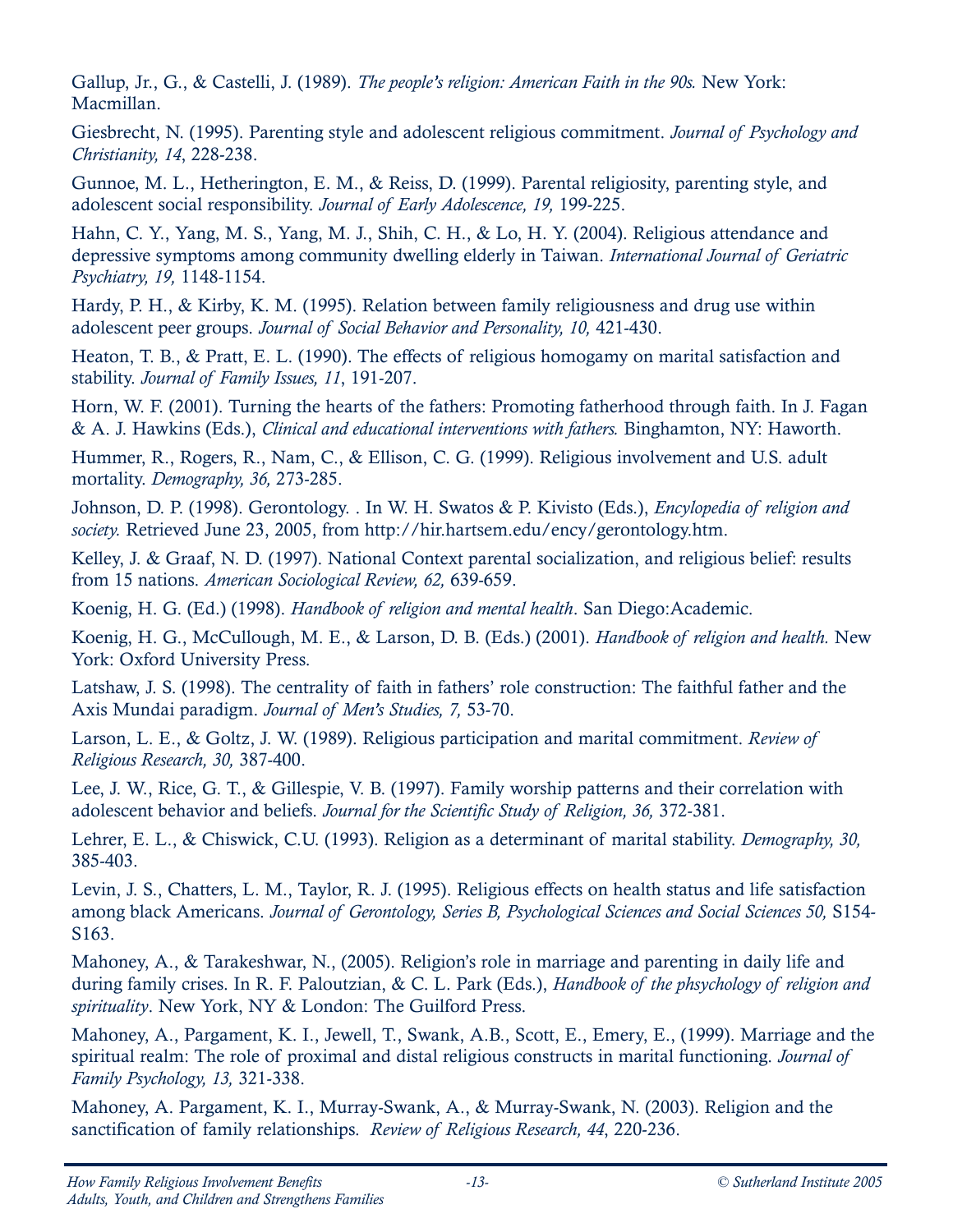Gallup, Jr., G., & Castelli, J. (1989). *The people's religion: American Faith in the 90s.* New York: Macmillan.

Giesbrecht, N. (1995). Parenting style and adolescent religious commitment. *Journal of Psychology and Christianity, 14*, 228-238.

Gunnoe, M. L., Hetherington, E. M., & Reiss, D. (1999). Parental religiosity, parenting style, and adolescent social responsibility. *Journal of Early Adolescence, 19,* 199-225.

Hahn, C. Y., Yang, M. S., Yang, M. J., Shih, C. H., & Lo, H. Y. (2004). Religious attendance and depressive symptoms among community dwelling elderly in Taiwan. *International Journal of Geriatric Psychiatry, 19,* 1148-1154.

Hardy, P. H., & Kirby, K. M. (1995). Relation between family religiousness and drug use within adolescent peer groups. *Journal of Social Behavior and Personality, 10,* 421-430.

Heaton, T. B., & Pratt, E. L. (1990). The effects of religious homogamy on marital satisfaction and stability. *Journal of Family Issues, 11*, 191-207.

Horn, W. F. (2001). Turning the hearts of the fathers: Promoting fatherhood through faith. In J. Fagan & A. J. Hawkins (Eds.), *Clinical and educational interventions with fathers.* Binghamton, NY: Haworth.

Hummer, R., Rogers, R., Nam, C., & Ellison, C. G. (1999). Religious involvement and U.S. adult mortality. *Demography, 36,* 273-285.

Johnson, D. P. (1998). Gerontology. . In W. H. Swatos & P. Kivisto (Eds.), *Encylopedia of religion and society.* Retrieved June 23, 2005, from http://hir.hartsem.edu/ency/gerontology.htm.

Kelley, J. & Graaf, N. D. (1997). National Context parental socialization, and religious belief: results from 15 nations. *American Sociological Review, 62,* 639-659.

Koenig, H. G. (Ed.) (1998). *Handbook of religion and mental health*. San Diego:Academic.

Koenig, H. G., McCullough, M. E., & Larson, D. B. (Eds.) (2001). *Handbook of religion and health.* New York: Oxford University Press.

Latshaw, J. S. (1998). The centrality of faith in fathers' role construction: The faithful father and the Axis Mundai paradigm. *Journal of Men's Studies, 7,* 53-70.

Larson, L. E., & Goltz, J. W. (1989). Religious participation and marital commitment. *Review of Religious Research, 30,* 387-400.

Lee, J. W., Rice, G. T., & Gillespie, V. B. (1997). Family worship patterns and their correlation with adolescent behavior and beliefs. *Journal for the Scientific Study of Religion, 36,* 372-381.

Lehrer, E. L., & Chiswick, C.U. (1993). Religion as a determinant of marital stability. *Demography, 30,* 385-403.

Levin, J. S., Chatters, L. M., Taylor, R. J. (1995). Religious effects on health status and life satisfaction among black Americans. *Journal of Gerontology, Series B, Psychological Sciences and Social Sciences 50,* S154-S163.

Mahoney, A., & Tarakeshwar, N., (2005). Religion's role in marriage and parenting in daily life and during family crises. In R. F. Paloutzian, & C. L. Park (Eds.), *Handbook of the phsychology of religion and spirituality*. New York, NY & London: The Guilford Press.

Mahoney, A., Pargament, K. I., Jewell, T., Swank, A.B., Scott, E., Emery, E., (1999). Marriage and the spiritual realm: The role of proximal and distal religious constructs in marital functioning. *Journal of Family Psychology, 13,* 321-338.

Mahoney, A. Pargament, K. I., Murray-Swank, A., & Murray-Swank, N. (2003). Religion and the sanctification of family relationships. *Review of Religious Research, 44*, 220-236.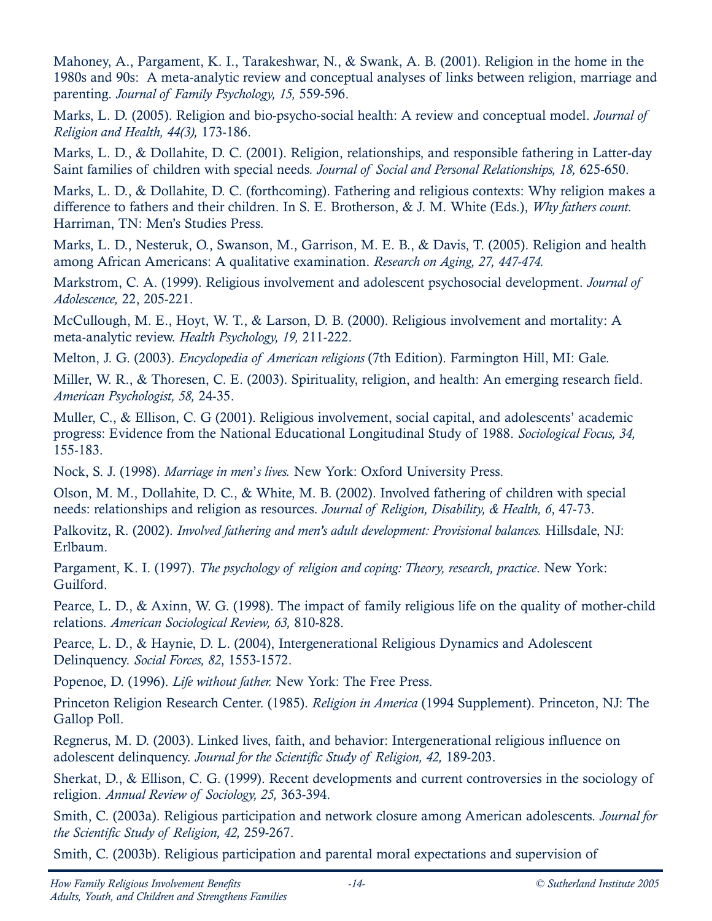Mahoney, A., Pargament, K. I., Tarakeshwar, N., & Swank, A. B. (2001). Religion in the home in the 1980s and 90s: A meta-analytic review and conceptual analyses of links between religion, marriage and parenting. *Journal of Family Psychology, 15,* 559-596.

Marks, L. D. (2005). Religion and bio-psycho-social health: A review and conceptual model. *Journal of Religion and Health, 44(3),* 173-186.

Marks, L. D., & Dollahite, D. C. (2001). Religion, relationships, and responsible fathering in Latter-day Saint families of children with special needs. *Journal of Social and Personal Relationships, 18,* 625-650.

Marks, L. D., & Dollahite, D. C. (forthcoming). Fathering and religious contexts: Why religion makes a difference to fathers and their children. In S. E. Brotherson, & J. M. White (Eds.), *Why fathers count.* Harriman, TN: Men's Studies Press.

Marks, L. D., Nesteruk, O., Swanson, M., Garrison, M. E. B., & Davis, T. (2005). Religion and health among African Americans: A qualitative examination. *Research on Aging, 27, 447-474.*

Markstrom, C. A. (1999). Religious involvement and adolescent psychosocial development. *Journal of Adolescence,* 22, 205-221.

McCullough, M. E., Hoyt, W. T., & Larson, D. B. (2000). Religious involvement and mortality: A meta-analytic review. *Health Psychology, 19,* 211-222.

Melton, J. G. (2003). *Encyclopedia of American religions* (7th Edition). Farmington Hill, MI: Gale.

Miller, W. R., & Thoresen, C. E. (2003). Spirituality, religion, and health: An emerging research field. *American Psychologist, 58,* 24-35.

Muller, C., & Ellison, C. G (2001). Religious involvement, social capital, and adolescents' academic progress: Evidence from the National Educational Longitudinal Study of 1988. *Sociological Focus, 34,* 155-183.

Nock, S. J. (1998). *Marriage in men's lives.* New York: Oxford University Press.

Olson, M. M., Dollahite, D. C., & White, M. B. (2002). Involved fathering of children with special needs: relationships and religion as resources. *Journal of Religion, Disability, & Health, 6*, 47-73.

Palkovitz, R. (2002). *Involved fathering and men's adult development: Provisional balances.* Hillsdale, NJ: Erlbaum.

Pargament, K. I. (1997). *The psychology of religion and coping: Theory, research, practice*. New York: Guilford.

Pearce, L. D., & Axinn, W. G. (1998). The impact of family religious life on the quality of mother-child relations. *American Sociological Review, 63,* 810-828.

Pearce, L. D., & Haynie, D. L. (2004), Intergenerational Religious Dynamics and Adolescent Delinquency. *Social Forces, 82*, 1553-1572.

Popenoe, D. (1996). *Life without father.* New York: The Free Press.

Princeton Religion Research Center. (1985). *Religion in America* (1994 Supplement). Princeton, NJ: The Gallop Poll.

Regnerus, M. D. (2003). Linked lives, faith, and behavior: Intergenerational religious influence on adolescent delinquency. *Journal for the Scientific Study of Religion, 42,* 189-203.

Sherkat, D., & Ellison, C. G. (1999). Recent developments and current controversies in the sociology of religion. *Annual Review of Sociology, 25,* 363-394.

Smith, C. (2003a). Religious participation and network closure among American adolescents. *Journal for the Scientific Study of Religion, 42,* 259-267.

Smith, C. (2003b). Religious participation and parental moral expectations and supervision of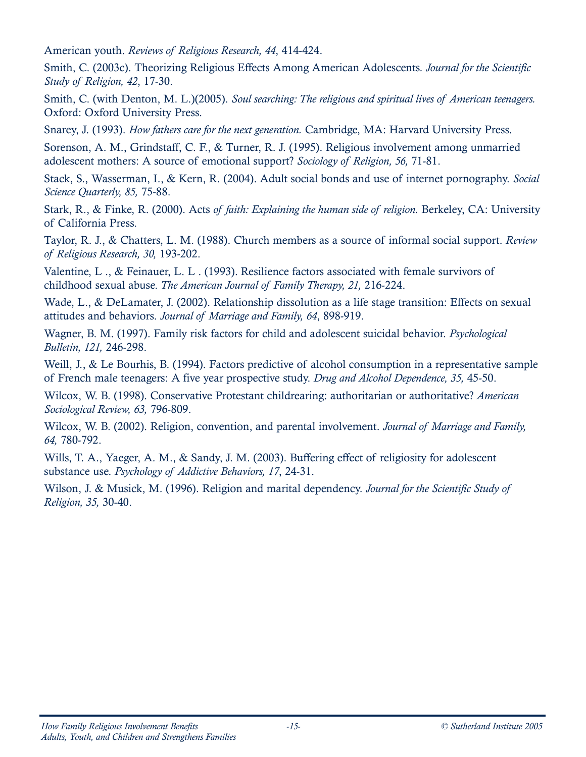American youth. *Reviews of Religious Research, 44*, 414-424.

Smith, C. (2003c). Theorizing Religious Effects Among American Adolescents. *Journal for the Scientific Study of Religion, 42*, 17-30.

Smith, C. (with Denton, M. L.)(2005). *Soul searching: The religious and spiritual lives of American teenagers.* Oxford: Oxford University Press.

Snarey, J. (1993). *How fathers care for the next generation.* Cambridge, MA: Harvard University Press.

Sorenson, A. M., Grindstaff, C. F., & Turner, R. J. (1995). Religious involvement among unmarried adolescent mothers: A source of emotional support? *Sociology of Religion, 56,* 71-81.

Stack, S., Wasserman, I., & Kern, R. (2004). Adult social bonds and use of internet pornography. *Social Science Quarterly, 85,* 75-88.

Stark, R., & Finke, R. (2000). Acts *of faith: Explaining the human side of religion.* Berkeley, CA: University of California Press.

Taylor, R. J., & Chatters, L. M. (1988). Church members as a source of informal social support. *Review of Religious Research, 30,* 193-202.

Valentine, L ., & Feinauer, L. L . (1993). Resilience factors associated with female survivors of childhood sexual abuse. *The American Journal of Family Therapy, 21,* 216-224.

Wade, L., & DeLamater, J. (2002). Relationship dissolution as a life stage transition: Effects on sexual attitudes and behaviors. *Journal of Marriage and Family, 64*, 898-919.

Wagner, B. M. (1997). Family risk factors for child and adolescent suicidal behavior. *Psychological Bulletin, 121,* 246-298.

Weill, J., & Le Bourhis, B. (1994). Factors predictive of alcohol consumption in a representative sample of French male teenagers: A five year prospective study. *Drug and Alcohol Dependence, 35,* 45-50.

Wilcox, W. B. (1998). Conservative Protestant childrearing: authoritarian or authoritative? *American Sociological Review, 63,* 796-809.

Wilcox, W. B. (2002). Religion, convention, and parental involvement. *Journal of Marriage and Family, 64,* 780-792.

Wills, T. A., Yaeger, A. M., & Sandy, J. M. (2003). Buffering effect of religiosity for adolescent substance use. *Psychology of Addictive Behaviors, 17*, 24-31.

Wilson, J. & Musick, M. (1996). Religion and marital dependency. *Journal for the Scientific Study of Religion, 35,* 30-40.